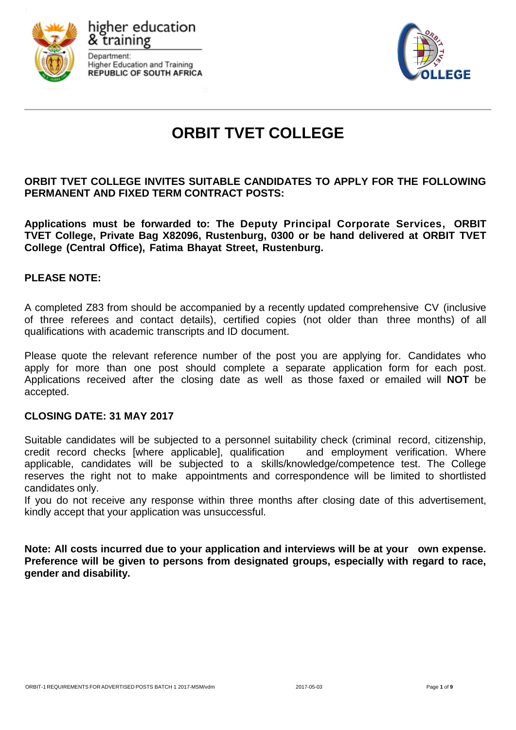higher education & training

Department:
Higher Education and Training
**REPUBLIC OF SOUTH AFRICA**

# ORBIT TVET COLLEGE

**ORBIT TVET COLLEGE INVITES SUITABLE CANDIDATES TO APPLY FOR THE FOLLOWING PERMANENT AND FIXED TERM CONTRACT POSTS:**

**Applications must be forwarded to: The Deputy Principal Corporate Services, ORBIT TVET College, Private Bag X82096, Rustenburg, 0300 or be hand delivered at ORBIT TVET College (Central Office), Fatima Bhayat Street, Rustenburg.**

**PLEASE NOTE:**

A completed Z83 from should be accompanied by a recently updated comprehensive CV (inclusive of three referees and contact details), certified copies (not older than three months) of all qualifications with academic transcripts and ID document.

Please quote the relevant reference number of the post you are applying for. Candidates who apply for more than one post should complete a separate application form for each post. Applications received after the closing date as well as those faxed or emailed will **NOT** be accepted.

**CLOSING DATE: 31 MAY 2017**

Suitable candidates will be subjected to a personnel suitability check (criminal record, citizenship, credit record checks [where applicable], qualification and employment verification. Where applicable, candidates will be subjected to a skills/knowledge/competence test. The College reserves the right not to make appointments and correspondence will be limited to shortlisted candidates only.
If you do not receive any response within three months after closing date of this advertisement, kindly accept that your application was unsuccessful.

**Note: All costs incurred due to your application and interviews will be at your own expense. Preference will be given to persons from designated groups, especially with regard to race, gender and disability.**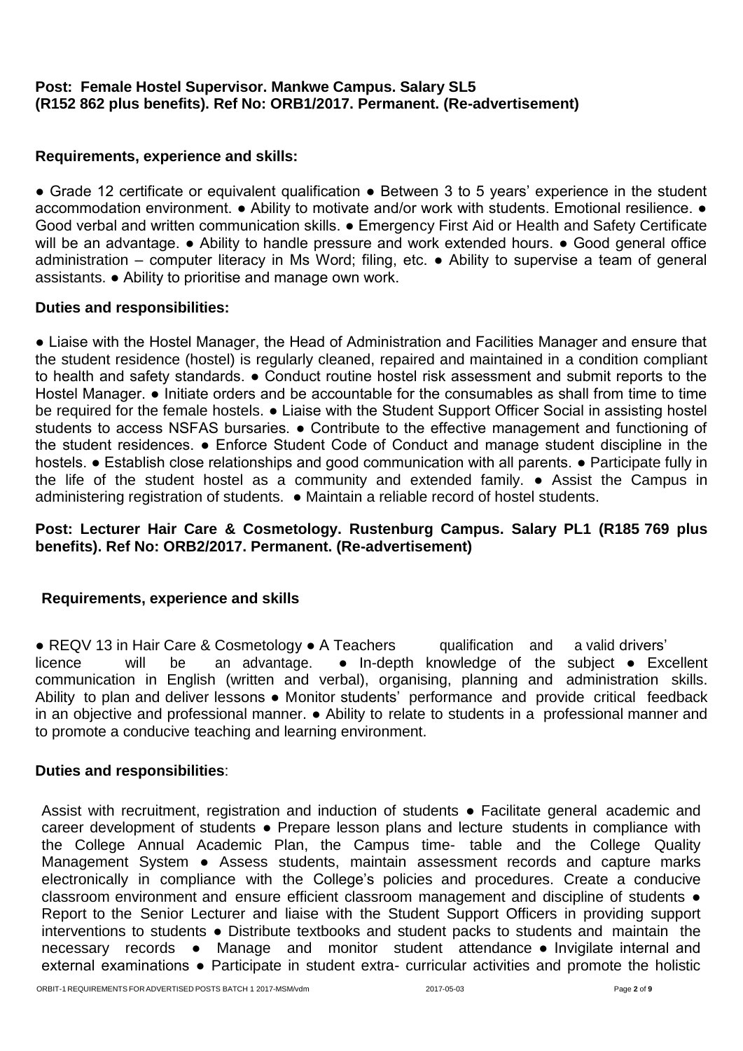**Post: Female Hostel Supervisor. Mankwe Campus. Salary SL5 (R152 862 plus benefits). Ref No: ORB1/2017. Permanent. (Re-advertisement)**

**Requirements, experience and skills:**

● Grade 12 certificate or equivalent qualification ● Between 3 to 5 years' experience in the student accommodation environment. ● Ability to motivate and/or work with students. Emotional resilience. ● Good verbal and written communication skills. ● Emergency First Aid or Health and Safety Certificate will be an advantage. ● Ability to handle pressure and work extended hours. ● Good general office administration – computer literacy in Ms Word; filing, etc. ● Ability to supervise a team of general assistants. ● Ability to prioritise and manage own work.

**Duties and responsibilities:**

● Liaise with the Hostel Manager, the Head of Administration and Facilities Manager and ensure that the student residence (hostel) is regularly cleaned, repaired and maintained in a condition compliant to health and safety standards. ● Conduct routine hostel risk assessment and submit reports to the Hostel Manager. ● Initiate orders and be accountable for the consumables as shall from time to time be required for the female hostels. ● Liaise with the Student Support Officer Social in assisting hostel students to access NSFAS bursaries. ● Contribute to the effective management and functioning of the student residences. ● Enforce Student Code of Conduct and manage student discipline in the hostels. ● Establish close relationships and good communication with all parents. ● Participate fully in the life of the student hostel as a community and extended family. ● Assist the Campus in administering registration of students. ● Maintain a reliable record of hostel students.

**Post: Lecturer Hair Care & Cosmetology. Rustenburg Campus. Salary PL1 (R185 769 plus benefits). Ref No: ORB2/2017. Permanent. (Re-advertisement)**

**Requirements, experience and skills**

● REQV 13 in Hair Care & Cosmetology ● A Teachers qualification and a valid drivers' licence will be an advantage. ● In-depth knowledge of the subject ● Excellent communication in English (written and verbal), organising, planning and administration skills. Ability to plan and deliver lessons ● Monitor students' performance and provide critical feedback in an objective and professional manner. ● Ability to relate to students in a professional manner and to promote a conducive teaching and learning environment.

**Duties and responsibilities**:

Assist with recruitment, registration and induction of students ● Facilitate general academic and career development of students ● Prepare lesson plans and lecture students in compliance with the College Annual Academic Plan, the Campus time- table and the College Quality Management System ● Assess students, maintain assessment records and capture marks electronically in compliance with the College's policies and procedures. Create a conducive classroom environment and ensure efficient classroom management and discipline of students ● Report to the Senior Lecturer and liaise with the Student Support Officers in providing support interventions to students ● Distribute textbooks and student packs to students and maintain the necessary records ● Manage and monitor student attendance ● Invigilate internal and external examinations ● Participate in student extra- curricular activities and promote the holistic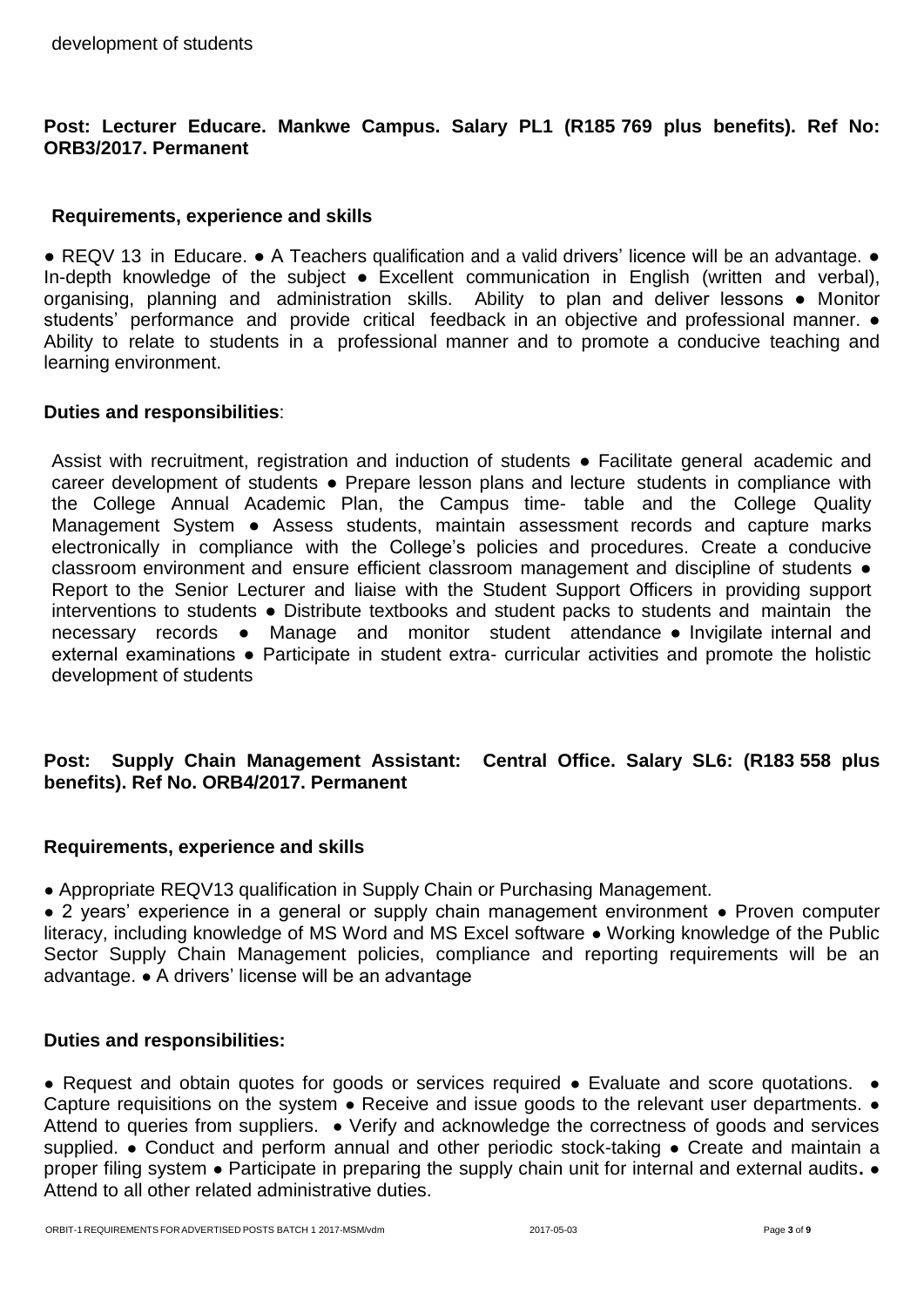development of students

**Post: Lecturer Educare. Mankwe Campus. Salary PL1 (R185 769 plus benefits). Ref No: ORB3/2017. Permanent**

**Requirements, experience and skills**

● REQV 13 in Educare. ● A Teachers qualification and a valid drivers' licence will be an advantage. ● In-depth knowledge of the subject ● Excellent communication in English (written and verbal), organising, planning and administration skills. Ability to plan and deliver lessons ● Monitor students' performance and provide critical feedback in an objective and professional manner. ● Ability to relate to students in a professional manner and to promote a conducive teaching and learning environment.

**Duties and responsibilities**:

Assist with recruitment, registration and induction of students ● Facilitate general academic and career development of students ● Prepare lesson plans and lecture students in compliance with the College Annual Academic Plan, the Campus time- table and the College Quality Management System ● Assess students, maintain assessment records and capture marks electronically in compliance with the College's policies and procedures. Create a conducive classroom environment and ensure efficient classroom management and discipline of students ● Report to the Senior Lecturer and liaise with the Student Support Officers in providing support interventions to students ● Distribute textbooks and student packs to students and maintain the necessary records ● Manage and monitor student attendance ● Invigilate internal and external examinations ● Participate in student extra- curricular activities and promote the holistic development of students

**Post: Supply Chain Management Assistant: Central Office. Salary SL6: (R183 558 plus benefits). Ref No. ORB4/2017. Permanent**

**Requirements, experience and skills**

● Appropriate REQV13 qualification in Supply Chain or Purchasing Management.

● 2 years' experience in a general or supply chain management environment ● Proven computer literacy, including knowledge of MS Word and MS Excel software ● Working knowledge of the Public Sector Supply Chain Management policies, compliance and reporting requirements will be an advantage. ● A drivers' license will be an advantage

**Duties and responsibilities:**

● Request and obtain quotes for goods or services required ● Evaluate and score quotations. ● Capture requisitions on the system ● Receive and issue goods to the relevant user departments. ● Attend to queries from suppliers. ● Verify and acknowledge the correctness of goods and services supplied. ● Conduct and perform annual and other periodic stock-taking ● Create and maintain a proper filing system ● Participate in preparing the supply chain unit for internal and external audits**.** ● Attend to all other related administrative duties.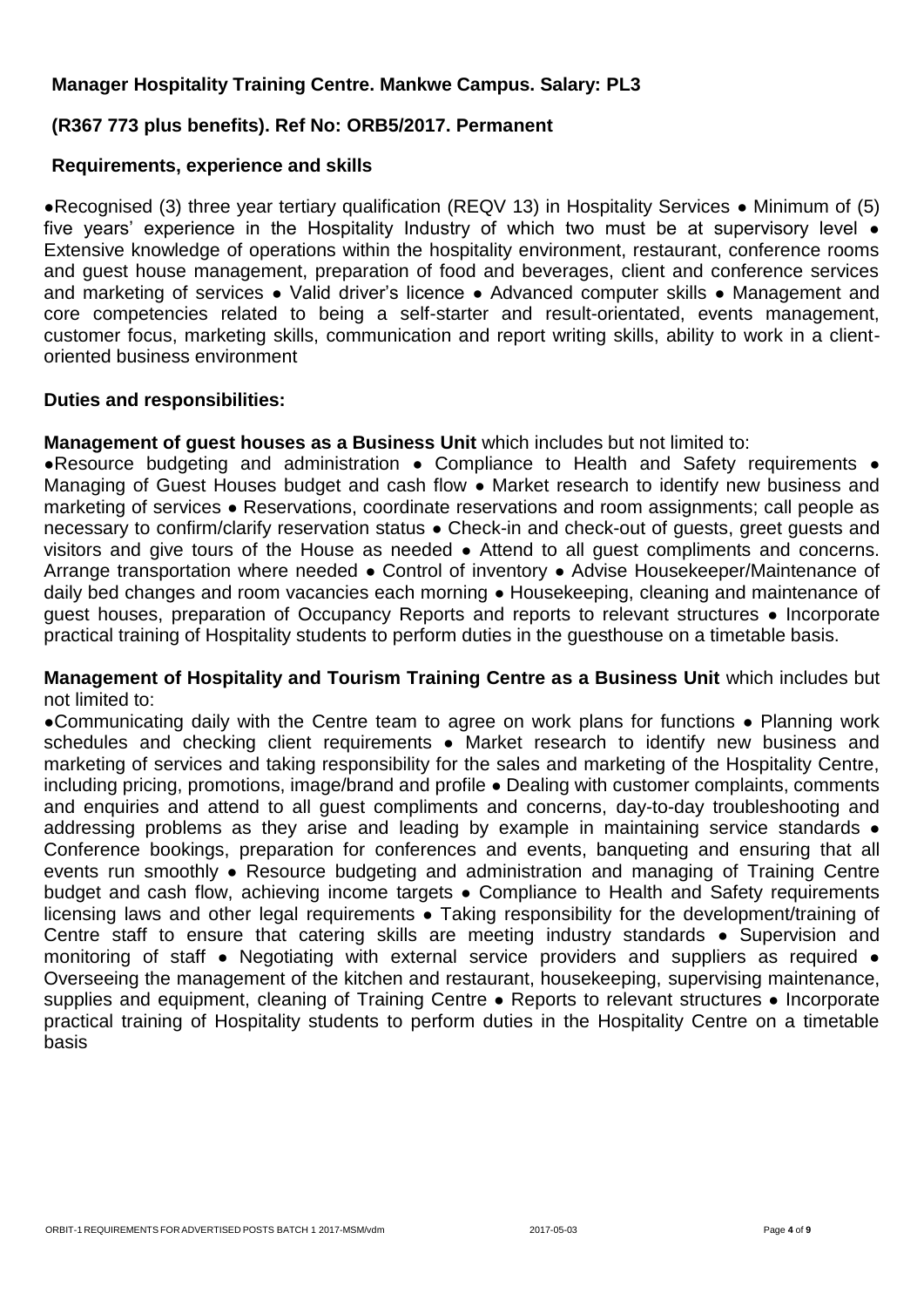**Manager Hospitality Training Centre. Mankwe Campus. Salary: PL3**

**(R367 773 plus benefits). Ref No: ORB5/2017. Permanent**

**Requirements, experience and skills**

●Recognised (3) three year tertiary qualification (REQV 13) in Hospitality Services ● Minimum of (5) five years' experience in the Hospitality Industry of which two must be at supervisory level ● Extensive knowledge of operations within the hospitality environment, restaurant, conference rooms and guest house management, preparation of food and beverages, client and conference services and marketing of services ● Valid driver's licence ● Advanced computer skills ● Management and core competencies related to being a self-starter and result-orientated, events management, customer focus, marketing skills, communication and report writing skills, ability to work in a client-oriented business environment

**Duties and responsibilities:**

**Management of guest houses as a Business Unit** which includes but not limited to:

●Resource budgeting and administration ● Compliance to Health and Safety requirements ● Managing of Guest Houses budget and cash flow ● Market research to identify new business and marketing of services ● Reservations, coordinate reservations and room assignments; call people as necessary to confirm/clarify reservation status ● Check-in and check-out of guests, greet guests and visitors and give tours of the House as needed ● Attend to all guest compliments and concerns. Arrange transportation where needed ● Control of inventory ● Advise Housekeeper/Maintenance of daily bed changes and room vacancies each morning ● Housekeeping, cleaning and maintenance of guest houses, preparation of Occupancy Reports and reports to relevant structures ● Incorporate practical training of Hospitality students to perform duties in the guesthouse on a timetable basis.

**Management of Hospitality and Tourism Training Centre as a Business Unit** which includes but not limited to:

●Communicating daily with the Centre team to agree on work plans for functions ● Planning work schedules and checking client requirements ● Market research to identify new business and marketing of services and taking responsibility for the sales and marketing of the Hospitality Centre, including pricing, promotions, image/brand and profile ● Dealing with customer complaints, comments and enquiries and attend to all guest compliments and concerns, day-to-day troubleshooting and addressing problems as they arise and leading by example in maintaining service standards ● Conference bookings, preparation for conferences and events, banqueting and ensuring that all events run smoothly ● Resource budgeting and administration and managing of Training Centre budget and cash flow, achieving income targets ● Compliance to Health and Safety requirements licensing laws and other legal requirements ● Taking responsibility for the development/training of Centre staff to ensure that catering skills are meeting industry standards ● Supervision and monitoring of staff ● Negotiating with external service providers and suppliers as required ● Overseeing the management of the kitchen and restaurant, housekeeping, supervising maintenance, supplies and equipment, cleaning of Training Centre ● Reports to relevant structures ● Incorporate practical training of Hospitality students to perform duties in the Hospitality Centre on a timetable basis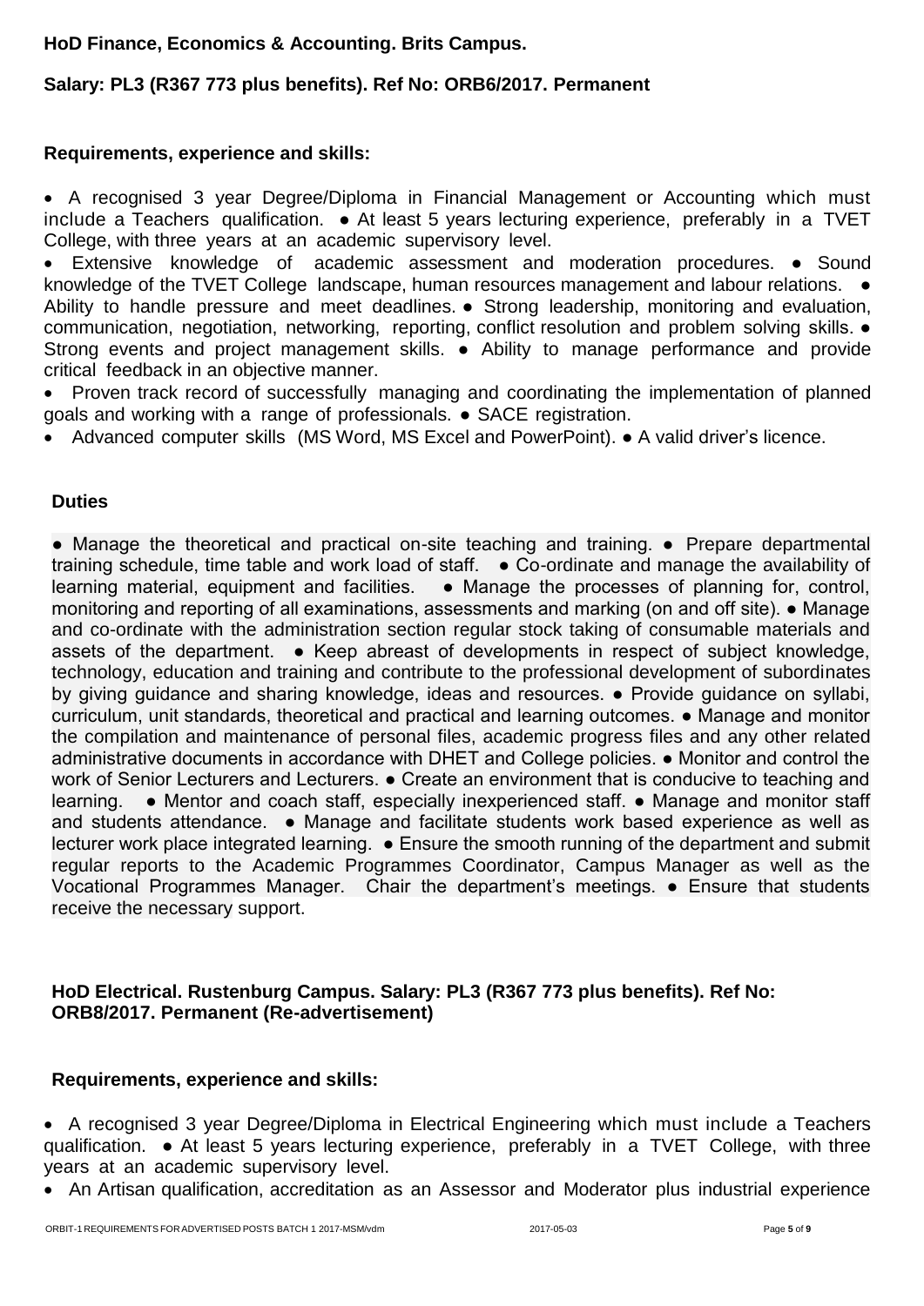**HoD Finance, Economics & Accounting. Brits Campus.**

**Salary: PL3 (R367 773 plus benefits). Ref No: ORB6/2017. Permanent**

**Requirements, experience and skills:**

- A recognised 3 year Degree/Diploma in Financial Management or Accounting which must include a Teachers qualification. ● At least 5 years lecturing experience, preferably in a TVET College, with three years at an academic supervisory level.
- Extensive knowledge of academic assessment and moderation procedures. ● Sound knowledge of the TVET College landscape, human resources management and labour relations. ● Ability to handle pressure and meet deadlines. ● Strong leadership, monitoring and evaluation, communication, negotiation, networking, reporting, conflict resolution and problem solving skills. ● Strong events and project management skills. ● Ability to manage performance and provide critical feedback in an objective manner.
- Proven track record of successfully managing and coordinating the implementation of planned goals and working with a range of professionals. ● SACE registration.
- Advanced computer skills (MS Word, MS Excel and PowerPoint). ● A valid driver's licence.

**Duties**

● Manage the theoretical and practical on-site teaching and training. ● Prepare departmental training schedule, time table and work load of staff. ● Co-ordinate and manage the availability of learning material, equipment and facilities. ● Manage the processes of planning for, control, monitoring and reporting of all examinations, assessments and marking (on and off site). ● Manage and co-ordinate with the administration section regular stock taking of consumable materials and assets of the department. ● Keep abreast of developments in respect of subject knowledge, technology, education and training and contribute to the professional development of subordinates by giving guidance and sharing knowledge, ideas and resources. ● Provide guidance on syllabi, curriculum, unit standards, theoretical and practical and learning outcomes. ● Manage and monitor the compilation and maintenance of personal files, academic progress files and any other related administrative documents in accordance with DHET and College policies. ● Monitor and control the work of Senior Lecturers and Lecturers. ● Create an environment that is conducive to teaching and learning. ● Mentor and coach staff, especially inexperienced staff. ● Manage and monitor staff and students attendance. ● Manage and facilitate students work based experience as well as lecturer work place integrated learning. ● Ensure the smooth running of the department and submit regular reports to the Academic Programmes Coordinator, Campus Manager as well as the Vocational Programmes Manager. Chair the department's meetings. ● Ensure that students receive the necessary support.

**HoD Electrical. Rustenburg Campus. Salary: PL3 (R367 773 plus benefits). Ref No: ORB8/2017. Permanent (Re-advertisement)**

**Requirements, experience and skills:**

- A recognised 3 year Degree/Diploma in Electrical Engineering which must include a Teachers qualification. ● At least 5 years lecturing experience, preferably in a TVET College, with three years at an academic supervisory level.
- An Artisan qualification, accreditation as an Assessor and Moderator plus industrial experience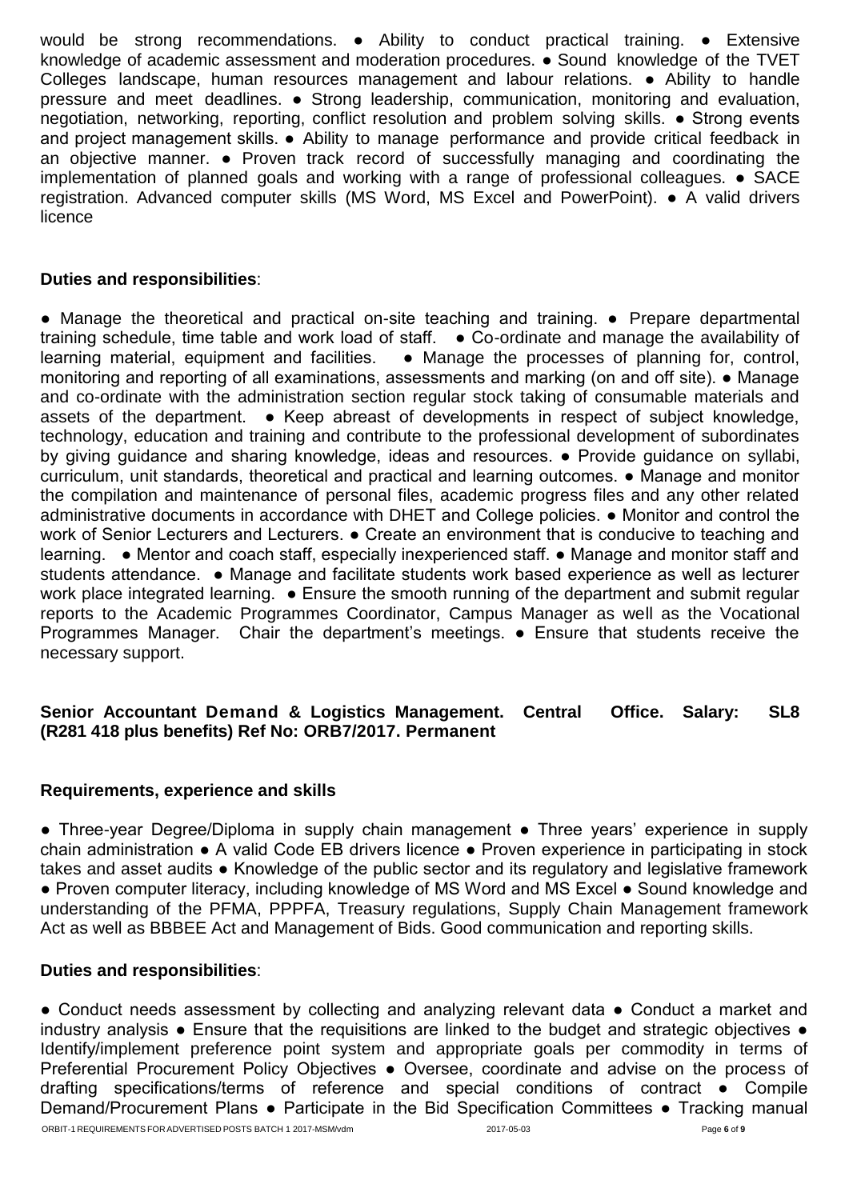would be strong recommendations. ● Ability to conduct practical training. ● Extensive knowledge of academic assessment and moderation procedures. ● Sound knowledge of the TVET Colleges landscape, human resources management and labour relations. ● Ability to handle pressure and meet deadlines. ● Strong leadership, communication, monitoring and evaluation, negotiation, networking, reporting, conflict resolution and problem solving skills. ● Strong events and project management skills. ● Ability to manage performance and provide critical feedback in an objective manner. ● Proven track record of successfully managing and coordinating the implementation of planned goals and working with a range of professional colleagues. ● SACE registration. Advanced computer skills (MS Word, MS Excel and PowerPoint). ● A valid drivers licence

**Duties and responsibilities**:

● Manage the theoretical and practical on-site teaching and training. ● Prepare departmental training schedule, time table and work load of staff. ● Co-ordinate and manage the availability of learning material, equipment and facilities. ● Manage the processes of planning for, control, monitoring and reporting of all examinations, assessments and marking (on and off site). ● Manage and co-ordinate with the administration section regular stock taking of consumable materials and assets of the department. ● Keep abreast of developments in respect of subject knowledge, technology, education and training and contribute to the professional development of subordinates by giving guidance and sharing knowledge, ideas and resources. ● Provide guidance on syllabi, curriculum, unit standards, theoretical and practical and learning outcomes. ● Manage and monitor the compilation and maintenance of personal files, academic progress files and any other related administrative documents in accordance with DHET and College policies. ● Monitor and control the work of Senior Lecturers and Lecturers. ● Create an environment that is conducive to teaching and learning. ● Mentor and coach staff, especially inexperienced staff. ● Manage and monitor staff and students attendance. ● Manage and facilitate students work based experience as well as lecturer work place integrated learning. ● Ensure the smooth running of the department and submit regular reports to the Academic Programmes Coordinator, Campus Manager as well as the Vocational Programmes Manager. Chair the department's meetings. ● Ensure that students receive the necessary support.

**Senior Accountant Demand & Logistics Management. Central Office. Salary: SL8 (R281 418 plus benefits) Ref No: ORB7/2017. Permanent**

**Requirements, experience and skills**

● Three-year Degree/Diploma in supply chain management ● Three years' experience in supply chain administration ● A valid Code EB drivers licence ● Proven experience in participating in stock takes and asset audits ● Knowledge of the public sector and its regulatory and legislative framework ● Proven computer literacy, including knowledge of MS Word and MS Excel ● Sound knowledge and understanding of the PFMA, PPPFA, Treasury regulations, Supply Chain Management framework Act as well as BBBEE Act and Management of Bids. Good communication and reporting skills.

**Duties and responsibilities**:

● Conduct needs assessment by collecting and analyzing relevant data ● Conduct a market and industry analysis ● Ensure that the requisitions are linked to the budget and strategic objectives ● Identify/implement preference point system and appropriate goals per commodity in terms of Preferential Procurement Policy Objectives ● Oversee, coordinate and advise on the process of drafting specifications/terms of reference and special conditions of contract ● Compile Demand/Procurement Plans ● Participate in the Bid Specification Committees ● Tracking manual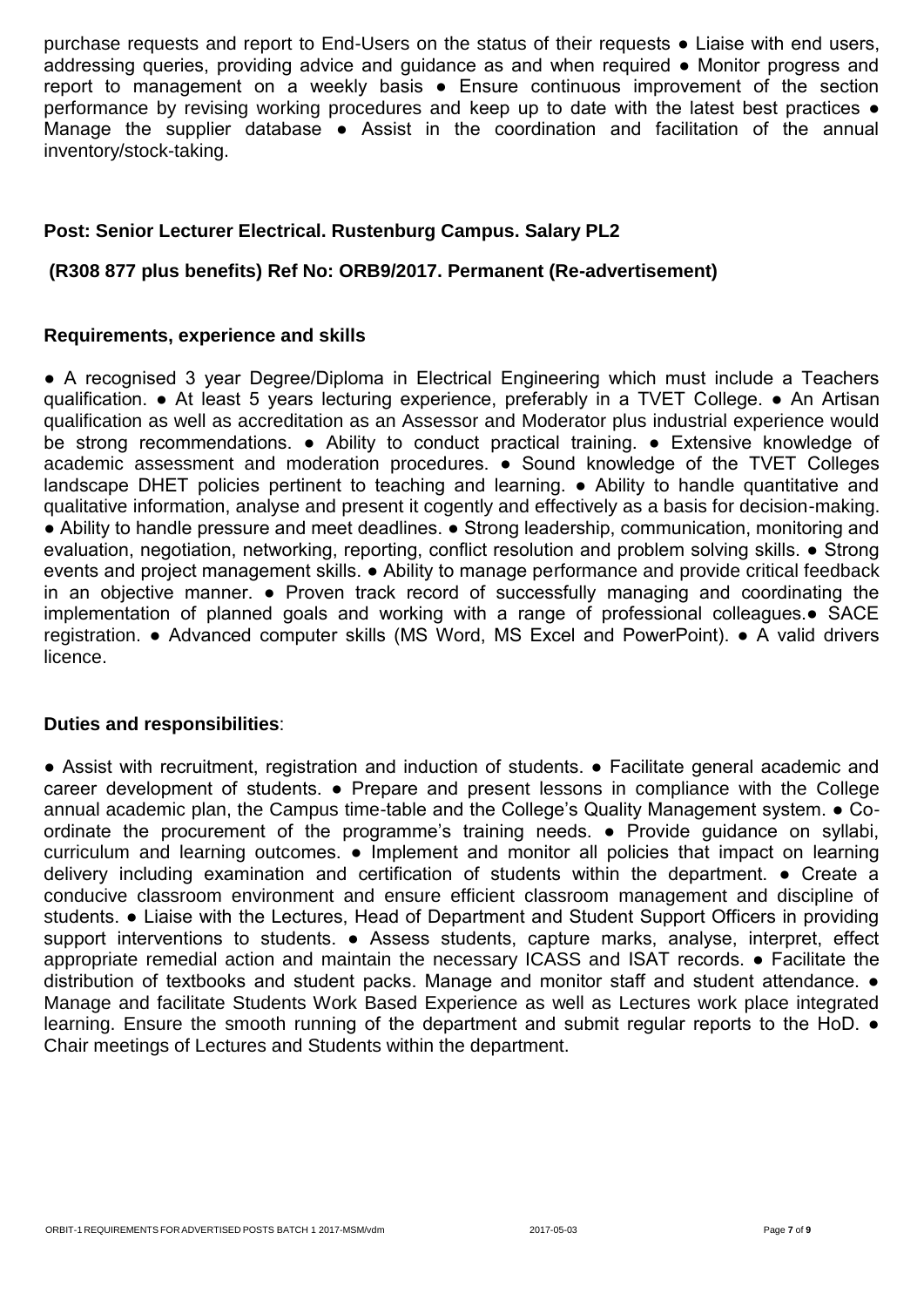purchase requests and report to End-Users on the status of their requests ● Liaise with end users, addressing queries, providing advice and guidance as and when required ● Monitor progress and report to management on a weekly basis ● Ensure continuous improvement of the section performance by revising working procedures and keep up to date with the latest best practices ● Manage the supplier database ● Assist in the coordination and facilitation of the annual inventory/stock-taking.

**Post: Senior Lecturer Electrical. Rustenburg Campus. Salary PL2**

**(R308 877 plus benefits) Ref No: ORB9/2017. Permanent (Re-advertisement)**

**Requirements, experience and skills**

● A recognised 3 year Degree/Diploma in Electrical Engineering which must include a Teachers qualification. ● At least 5 years lecturing experience, preferably in a TVET College. ● An Artisan qualification as well as accreditation as an Assessor and Moderator plus industrial experience would be strong recommendations. ● Ability to conduct practical training. ● Extensive knowledge of academic assessment and moderation procedures. ● Sound knowledge of the TVET Colleges landscape DHET policies pertinent to teaching and learning. ● Ability to handle quantitative and qualitative information, analyse and present it cogently and effectively as a basis for decision-making. ● Ability to handle pressure and meet deadlines. ● Strong leadership, communication, monitoring and evaluation, negotiation, networking, reporting, conflict resolution and problem solving skills. ● Strong events and project management skills. ● Ability to manage performance and provide critical feedback in an objective manner. ● Proven track record of successfully managing and coordinating the implementation of planned goals and working with a range of professional colleagues.● SACE registration. ● Advanced computer skills (MS Word, MS Excel and PowerPoint). ● A valid drivers licence.

**Duties and responsibilities**:

● Assist with recruitment, registration and induction of students. ● Facilitate general academic and career development of students. ● Prepare and present lessons in compliance with the College annual academic plan, the Campus time-table and the College's Quality Management system. ● Co-ordinate the procurement of the programme's training needs. ● Provide guidance on syllabi, curriculum and learning outcomes. ● Implement and monitor all policies that impact on learning delivery including examination and certification of students within the department. ● Create a conducive classroom environment and ensure efficient classroom management and discipline of students. ● Liaise with the Lectures, Head of Department and Student Support Officers in providing support interventions to students. ● Assess students, capture marks, analyse, interpret, effect appropriate remedial action and maintain the necessary ICASS and ISAT records. ● Facilitate the distribution of textbooks and student packs. Manage and monitor staff and student attendance. ● Manage and facilitate Students Work Based Experience as well as Lectures work place integrated learning. Ensure the smooth running of the department and submit regular reports to the HoD. ● Chair meetings of Lectures and Students within the department.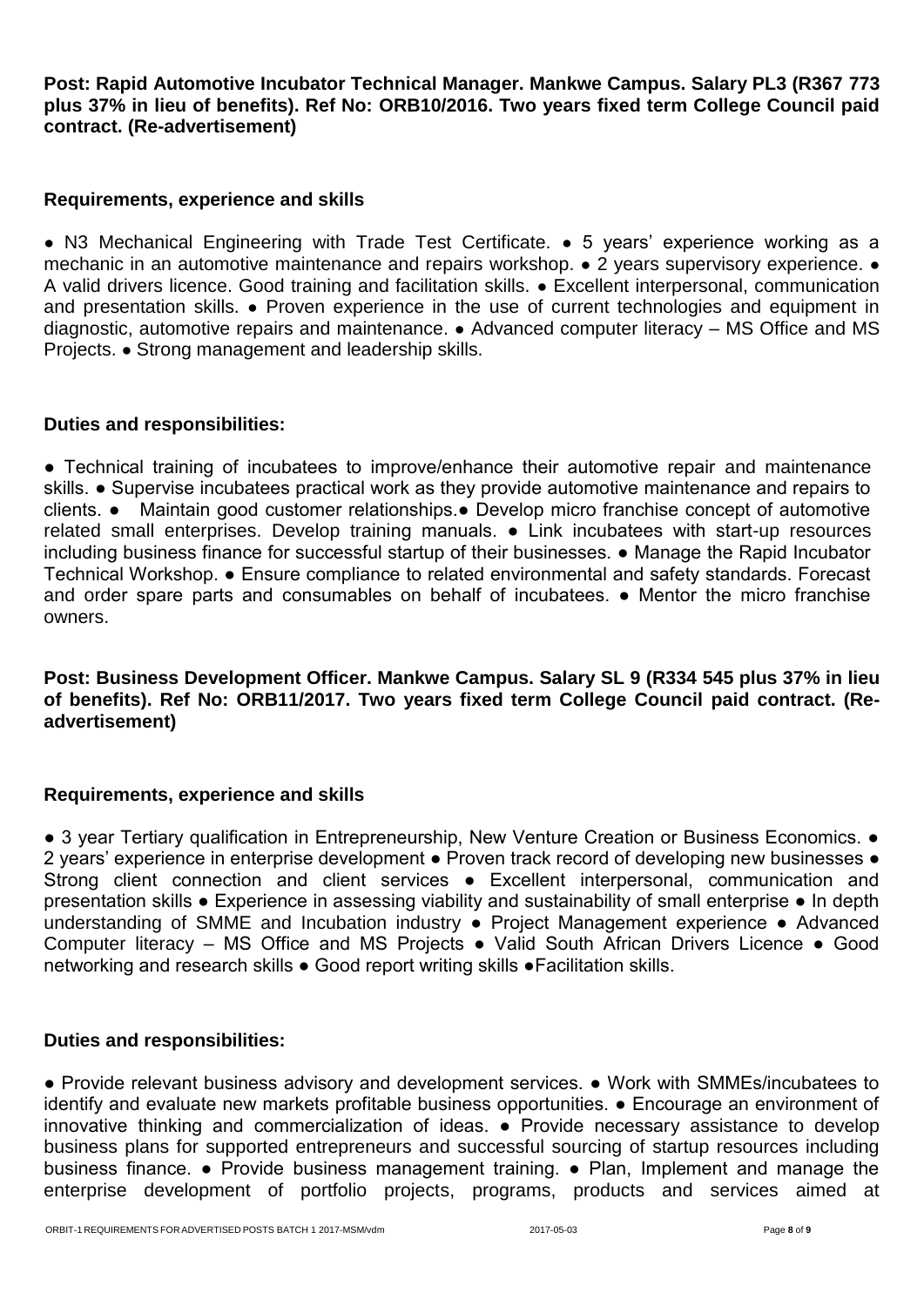**Post: Rapid Automotive Incubator Technical Manager. Mankwe Campus. Salary PL3 (R367 773 plus 37% in lieu of benefits). Ref No: ORB10/2016. Two years fixed term College Council paid contract. (Re-advertisement)**

**Requirements, experience and skills**

● N3 Mechanical Engineering with Trade Test Certificate. ● 5 years' experience working as a mechanic in an automotive maintenance and repairs workshop. ● 2 years supervisory experience. ● A valid drivers licence. Good training and facilitation skills. ● Excellent interpersonal, communication and presentation skills. ● Proven experience in the use of current technologies and equipment in diagnostic, automotive repairs and maintenance. ● Advanced computer literacy – MS Office and MS Projects. ● Strong management and leadership skills.

**Duties and responsibilities:**

● Technical training of incubatees to improve/enhance their automotive repair and maintenance skills. ● Supervise incubatees practical work as they provide automotive maintenance and repairs to clients. ● Maintain good customer relationships.● Develop micro franchise concept of automotive related small enterprises. Develop training manuals. ● Link incubatees with start-up resources including business finance for successful startup of their businesses. ● Manage the Rapid Incubator Technical Workshop. ● Ensure compliance to related environmental and safety standards. Forecast and order spare parts and consumables on behalf of incubatees. ● Mentor the micro franchise owners.

**Post: Business Development Officer. Mankwe Campus. Salary SL 9 (R334 545 plus 37% in lieu of benefits). Ref No: ORB11/2017. Two years fixed term College Council paid contract. (Re-advertisement)**

**Requirements, experience and skills**

● 3 year Tertiary qualification in Entrepreneurship, New Venture Creation or Business Economics. ● 2 years' experience in enterprise development ● Proven track record of developing new businesses ● Strong client connection and client services ● Excellent interpersonal, communication and presentation skills ● Experience in assessing viability and sustainability of small enterprise ● In depth understanding of SMME and Incubation industry ● Project Management experience ● Advanced Computer literacy – MS Office and MS Projects ● Valid South African Drivers Licence ● Good networking and research skills ● Good report writing skills ●Facilitation skills.

**Duties and responsibilities:**

● Provide relevant business advisory and development services. ● Work with SMMEs/incubatees to identify and evaluate new markets profitable business opportunities. ● Encourage an environment of innovative thinking and commercialization of ideas. ● Provide necessary assistance to develop business plans for supported entrepreneurs and successful sourcing of startup resources including business finance. ● Provide business management training. ● Plan, Implement and manage the enterprise development of portfolio projects, programs, products and services aimed at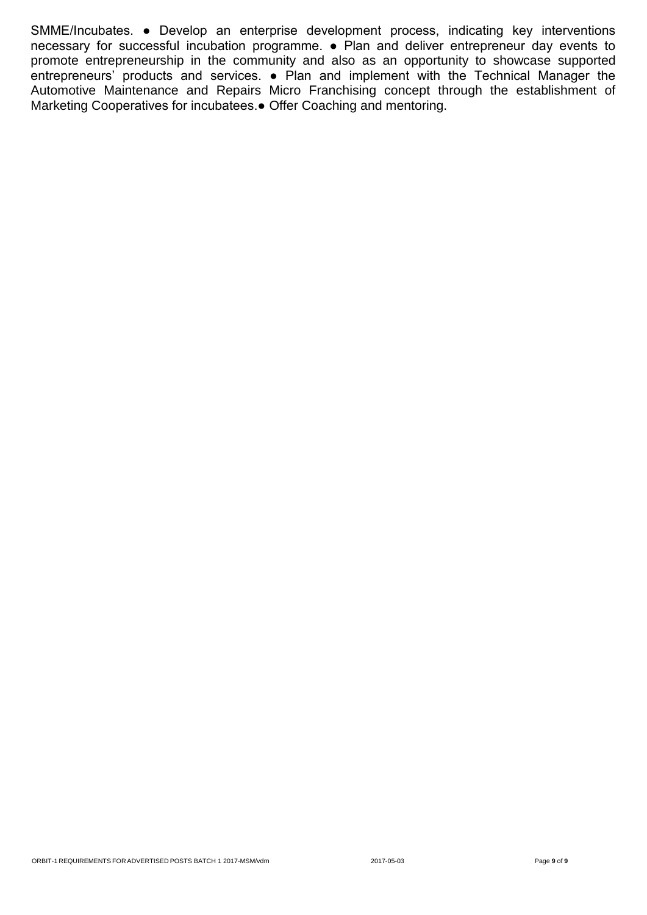SMME/Incubates. ● Develop an enterprise development process, indicating key interventions necessary for successful incubation programme. ● Plan and deliver entrepreneur day events to promote entrepreneurship in the community and also as an opportunity to showcase supported entrepreneurs' products and services. ● Plan and implement with the Technical Manager the Automotive Maintenance and Repairs Micro Franchising concept through the establishment of Marketing Cooperatives for incubatees.● Offer Coaching and mentoring.